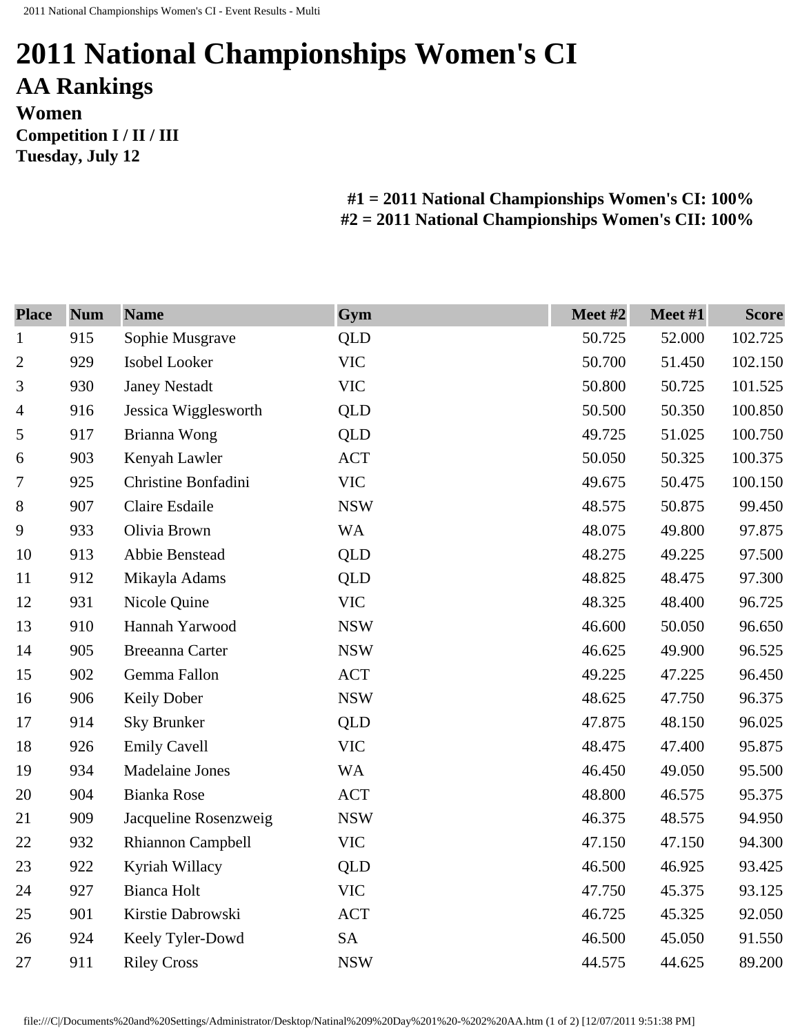# 2011 National Championships Women's CI

## AA Rankings

### Women

**Competition I / II / III**

**Tuesday, July 12**

**#1 = 2011 National Championships Women's CI: 100%**
**#2 = 2011 National Championships Women's CII: 100%**

| Place | Num | Name | Gym | Meet #2 | Meet #1 | Score |
|---|---|---|---|---:|---:|---:|
| 1 | 915 | Sophie Musgrave | QLD | 50.725 | 52.000 | 102.725 |
| 2 | 929 | Isobel Looker | VIC | 50.700 | 51.450 | 102.150 |
| 3 | 930 | Janey Nestadt | VIC | 50.800 | 50.725 | 101.525 |
| 4 | 916 | Jessica Wigglesworth | QLD | 50.500 | 50.350 | 100.850 |
| 5 | 917 | Brianna Wong | QLD | 49.725 | 51.025 | 100.750 |
| 6 | 903 | Kenyah Lawler | ACT | 50.050 | 50.325 | 100.375 |
| 7 | 925 | Christine Bonfadini | VIC | 49.675 | 50.475 | 100.150 |
| 8 | 907 | Claire Esdaile | NSW | 48.575 | 50.875 | 99.450 |
| 9 | 933 | Olivia Brown | WA | 48.075 | 49.800 | 97.875 |
| 10 | 913 | Abbie Benstead | QLD | 48.275 | 49.225 | 97.500 |
| 11 | 912 | Mikayla Adams | QLD | 48.825 | 48.475 | 97.300 |
| 12 | 931 | Nicole Quine | VIC | 48.325 | 48.400 | 96.725 |
| 13 | 910 | Hannah Yarwood | NSW | 46.600 | 50.050 | 96.650 |
| 14 | 905 | Breeanna Carter | NSW | 46.625 | 49.900 | 96.525 |
| 15 | 902 | Gemma Fallon | ACT | 49.225 | 47.225 | 96.450 |
| 16 | 906 | Keily Dober | NSW | 48.625 | 47.750 | 96.375 |
| 17 | 914 | Sky Brunker | QLD | 47.875 | 48.150 | 96.025 |
| 18 | 926 | Emily Cavell | VIC | 48.475 | 47.400 | 95.875 |
| 19 | 934 | Madelaine Jones | WA | 46.450 | 49.050 | 95.500 |
| 20 | 904 | Bianka Rose | ACT | 48.800 | 46.575 | 95.375 |
| 21 | 909 | Jacqueline Rosenzweig | NSW | 46.375 | 48.575 | 94.950 |
| 22 | 932 | Rhiannon Campbell | VIC | 47.150 | 47.150 | 94.300 |
| 23 | 922 | Kyriah Willacy | QLD | 46.500 | 46.925 | 93.425 |
| 24 | 927 | Bianca Holt | VIC | 47.750 | 45.375 | 93.125 |
| 25 | 901 | Kirstie Dabrowski | ACT | 46.725 | 45.325 | 92.050 |
| 26 | 924 | Keely Tyler-Dowd | SA | 46.500 | 45.050 | 91.550 |
| 27 | 911 | Riley Cross | NSW | 44.575 | 44.625 | 89.200 |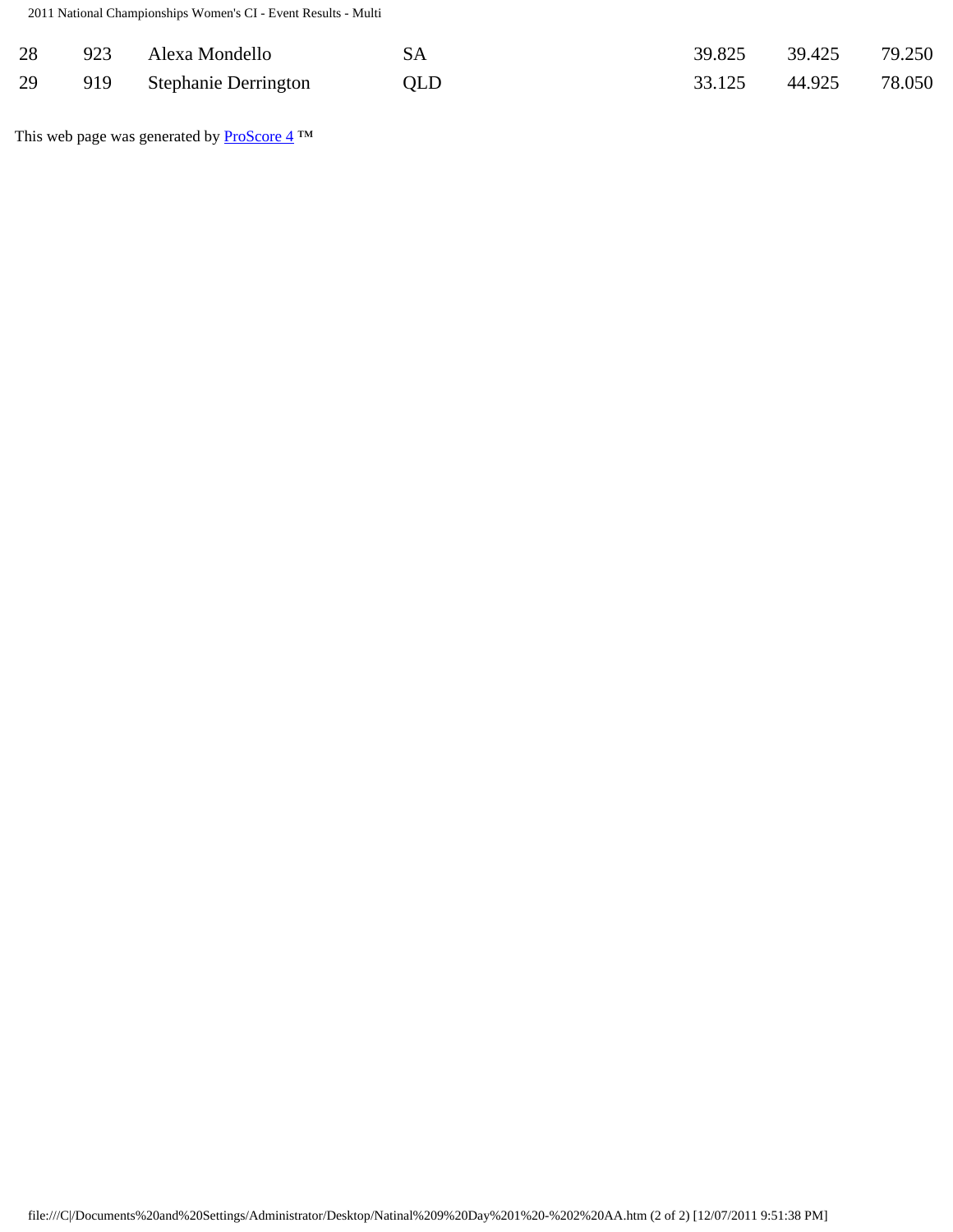| | | | | | | |
|---|---|---|---|---|---|---|
| 28 | 923 | Alexa Mondello | SA | 39.825 | 39.425 | 79.250 |
| 29 | 919 | Stephanie Derrington | QLD | 33.125 | 44.925 | 78.050 |

This web page was generated by ProScore 4 ™